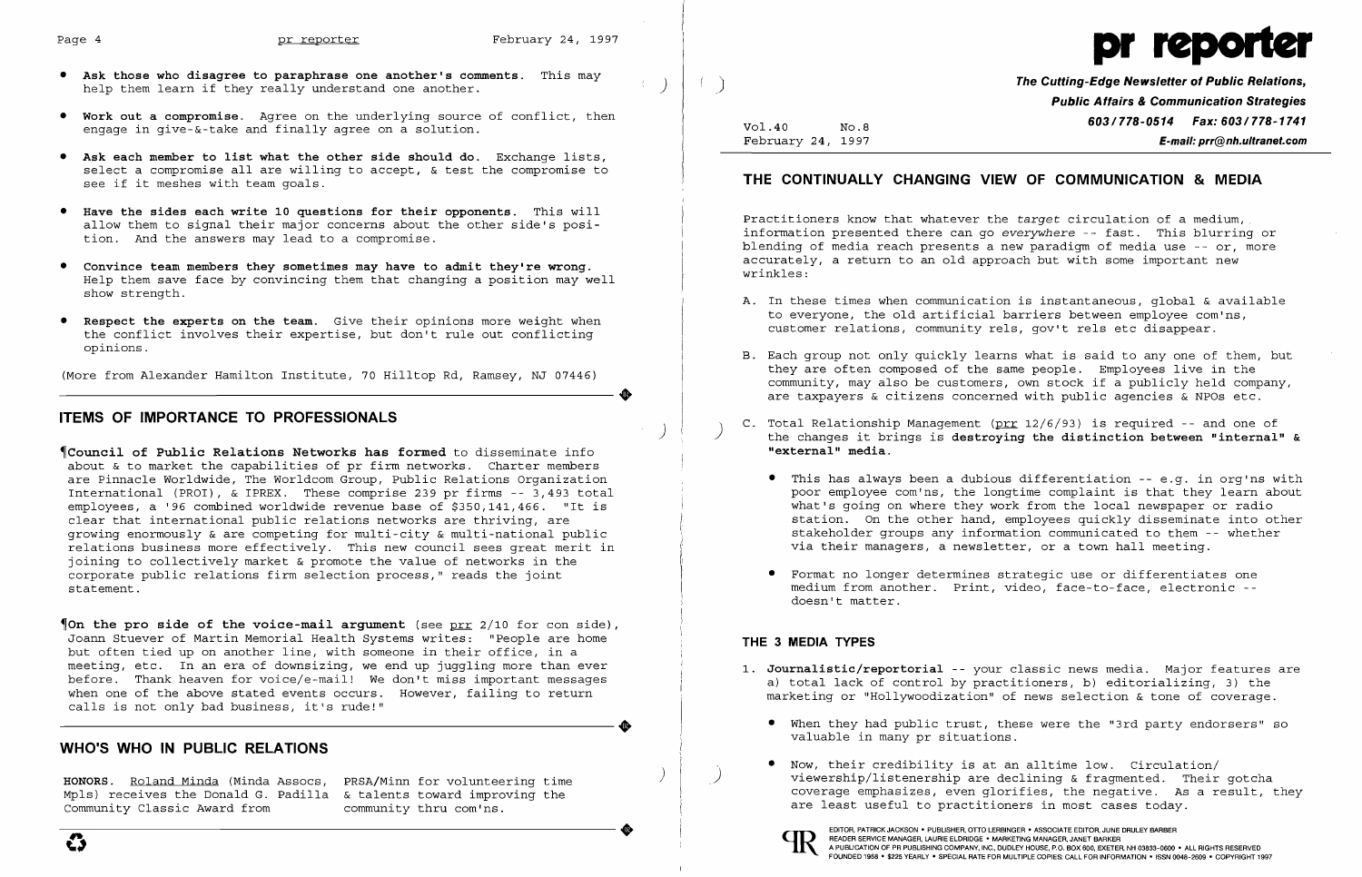- **Ask those who disagree to paraphrase one another's comments.** This may help them learn if they really understand one another.
- **Work out a compromise.** Agree on the underlying source of conflict, then engage in give-&-take and finally agree on a solution.
- **Ask each member to list what the other side should do.** Exchange lists, select a compromise all are willing to accept, & test the compromise to see if it meshes with team goals.
- **Have the sides each write 10 questions for their opponents.** This will allow them to signal their major concerns about the other side's position. And the answers may lead to a compromise.
- **Convince team members they sometimes may have to admit they're wrong.** Help them save face by convincing them that changing a position may well show strength.
- **Respect the experts on the team.** Give their opinions more weight when the conflict involves their expertise, but don't rule out conflicting opinions.

(More from Alexander Hamilton Institute, 70 Hilltop Rd, Ramsey, NJ 07446)

## ITEMS OF IMPORTANCE TO PROFESSIONALS

¶**Council of Public Relations Networks has formed** to disseminate info about & to market the capabilities of pr firm networks. Charter members are Pinnacle Worldwide, The Worldcom Group, Public Relations Organization International (PROI), & IPREX. These comprise 239 pr firms -- 3,493 total employees, a '96 combined worldwide revenue base of $350,141,466. "It is clear that international public relations networks are thriving, are growing enormously & are competing for multi-city & multi-national public relations business more effectively. This new council sees great merit in joining to collectively market & promote the value of networks in the corporate public relations firm selection process," reads the joint statement.

¶**On the pro side of the voice-mail argument** (see prr 2/10 for con side), Joann Stuever of Martin Memorial Health Systems writes: "People are home but often tied up on another line, with someone in their office, in a meeting, etc. In an era of downsizing, we end up juggling more than ever before. Thank heaven for voice/e-mail! We don't miss important messages when one of the above stated events occurs. However, failing to return calls is not only bad business, it's rude!"

## WHO'S WHO IN PUBLIC RELATIONS

**HONORS.** Roland Minda (Minda Assocs, Mpls) receives the Donald G. Padilla Community Classic Award from PRSA/Minn for volunteering time & talents toward improving the community thru com'ns.

# pr reporter

**The Cutting-Edge Newsletter of Public Relations, Public Affairs & Communication Strategies**
**603/778-0514 Fax: 603/778-1741**
**E-mail: prr@nh.ultranet.com**

Vol.40 No.8
February 24, 1997

## THE CONTINUALLY CHANGING VIEW OF COMMUNICATION & MEDIA

Practitioners know that whatever the *target* circulation of a medium, information presented there can go *everywhere* -- fast. This blurring or blending of media reach presents a new paradigm of media use -- or, more accurately, a return to an old approach but with some important new wrinkles:

A. In these times when communication is instantaneous, global & available to everyone, the old artificial barriers between employee com'ns, customer relations, community rels, gov't rels etc disappear.

B. Each group not only quickly learns what is said to any one of them, but they are often composed of the same people. Employees live in the community, may also be customers, own stock if a publicly held company, are taxpayers & citizens concerned with public agencies & NPOs etc.

C. Total Relationship Management (prr 12/6/93) is required -- and one of the changes it brings is **destroying the distinction between "internal" & "external" media.**

- This has always been a dubious differentiation -- e.g. in org'ns with poor employee com'ns, the longtime complaint is that they learn about what's going on where they work from the local newspaper or radio station. On the other hand, employees quickly disseminate into other stakeholder groups any information communicated to them -- whether via their managers, a newsletter, or a town hall meeting.
- Format no longer determines strategic use or differentiates one medium from another. Print, video, face-to-face, electronic -- doesn't matter.

### THE 3 MEDIA TYPES

1. **Journalistic/reportorial** -- your classic news media. Major features are a) total lack of control by practitioners, b) editorializing, 3) the marketing or "Hollywoodization" of news selection & tone of coverage.

   - When they had public trust, these were the "3rd party endorsers" so valuable in many pr situations.
   - Now, their credibility is at an alltime low. Circulation/viewership/listenership are declining & fragmented. Their gotcha coverage emphasizes, even glorifies, the negative. As a result, they are least useful to practitioners in most cases today.

EDITOR, PATRICK JACKSON • PUBLISHER, OTTO LERBINGER • ASSOCIATE EDITOR, JUNE DRULEY BARBER
READER SERVICE MANAGER, LAURIE ELDRIDGE • MARKETING MANAGER, JANET BARKER
A PUBLICATION OF PR PUBLISHING COMPANY, INC., DUDLEY HOUSE, P.O. BOX 600, EXETER, NH 03833-0600 • ALL RIGHTS RESERVED
FOUNDED 1958 • $225 YEARLY • SPECIAL RATE FOR MULTIPLE COPIES: CALL FOR INFORMATION • ISSN 0048-2609 • COPYRIGHT 1997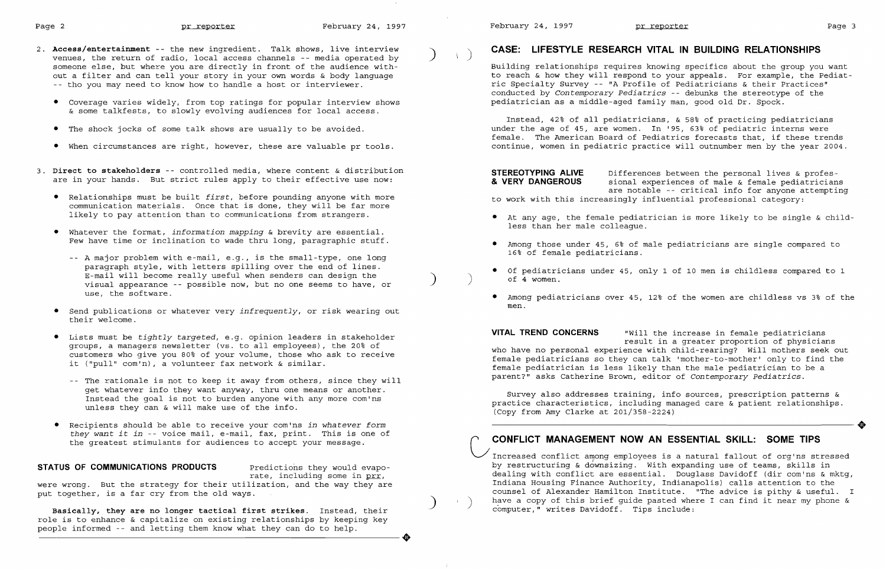2. **Access/entertainment** -- the new ingredient. Talk shows, live interview venues, the return of radio, local access channels -- media operated by someone else, but where you are directly in front of the audience without a filter and can tell your story in your own words & body language -- tho you may need to know how to handle a host or interviewer.

   - Coverage varies widely, from top ratings for popular interview shows & some talkfests, to slowly evolving audiences for local access.
   - The shock jocks of some talk shows are usually to be avoided.
   - When circumstances are right, however, these are valuable pr tools.

3. **Direct to stakeholders** -- controlled media, where content & distribution are in your hands. But strict rules apply to their effective use now:

   - Relationships must be built *first*, before pounding anyone with more communication materials. Once that is done, they will be far more likely to pay attention than to communications from strangers.
   - Whatever the format, *information mapping* & brevity are essential. Few have time or inclination to wade thru long, paragraphic stuff.
     - -- A major problem with e-mail, e.g., is the small-type, one long paragraph style, with letters spilling over the end of lines. E-mail will become really useful when senders can design the visual appearance -- possible now, but no one seems to have, or use, the software.
   - Send publications or whatever very *infrequently*, or risk wearing out their welcome.
   - Lists must be *tightly targeted*, e.g. opinion leaders in stakeholder groups, a managers newsletter (vs. to all employees), the 20% of customers who give you 80% of your volume, those who ask to receive it ("pull" com'n), a volunteer fax network & similar.
     - -- The rationale is not to keep it away from others, since they will get whatever info they want anyway, thru one means or another. Instead the goal is not to burden anyone with any more com'ns unless they can & will make use of the info.
   - Recipients should be able to receive your com'ns *in whatever form they want it in* -- voice mail, e-mail, fax, print. This is one of the greatest stimulants for audiences to accept your message.

**STATUS OF COMMUNICATIONS PRODUCTS** Predictions they would evaporate, including some in prr, were wrong. But the strategy for their utilization, and the way they are put together, is a far cry from the old ways.

**Basically, they are no longer tactical first strikes.** Instead, their role is to enhance & capitalize on existing relationships by keeping key people informed -- and letting them know what they can do to help.

## CASE: LIFESTYLE RESEARCH VITAL IN BUILDING RELATIONSHIPS

Building relationships requires knowing specifics about the group you want to reach & how they will respond to your appeals. For example, the Pediatric Specialty Survey -- "A Profile of Pediatricians & their Practices" conducted by *Contemporary Pediatrics* -- debunks the stereotype of the pediatrician as a middle-aged family man, good old Dr. Spock.

Instead, 42% of all pediatricians, & 58% of practicing pediatricians under the age of 45, are women. In '95, 63% of pediatric interns were female. The American Board of Pediatrics forecasts that, if these trends continue, women in pediatric practice will outnumber men by the year 2004.

**STEREOTYPING ALIVE & VERY DANGEROUS** Differences between the personal lives & professional experiences of male & female pediatricians are notable -- critical info for anyone attempting to work with this increasingly influential professional category:

- At any age, the female pediatrician is more likely to be single & childless than her male colleague.
- Among those under 45, 6% of male pediatricians are single compared to 16% of female pediatricians.
- Of pediatricians under 45, only 1 of 10 men is childless compared to 1 of 4 women.
- Among pediatricians over 45, 12% of the women are childless vs 3% of the men.

**VITAL TREND CONCERNS** "Will the increase in female pediatricians result in a greater proportion of physicians who have no personal experience with child-rearing? Will mothers seek out female pediatricians so they can talk 'mother-to-mother' only to find the female pediatrician is less likely than the male pediatrician to be a parent?" asks Catherine Brown, editor of *Contemporary Pediatrics*.

Survey also addresses training, info sources, prescription patterns & practice characteristics, including managed care & patient relationships. (Copy from Amy Clarke at 201/358-2224)

## CONFLICT MANAGEMENT NOW AN ESSENTIAL SKILL: SOME TIPS

Increased conflict among employees is a natural fallout of org'ns stressed by restructuring & downsizing. With expanding use of teams, skills in dealing with conflict are essential. Douglass Davidoff (dir com'ns & mktg, Indiana Housing Finance Authority, Indianapolis) calls attention to the counsel of Alexander Hamilton Institute. "The advice is pithy & useful. I have a copy of this brief guide pasted where I can find it near my phone & computer," writes Davidoff. Tips include: